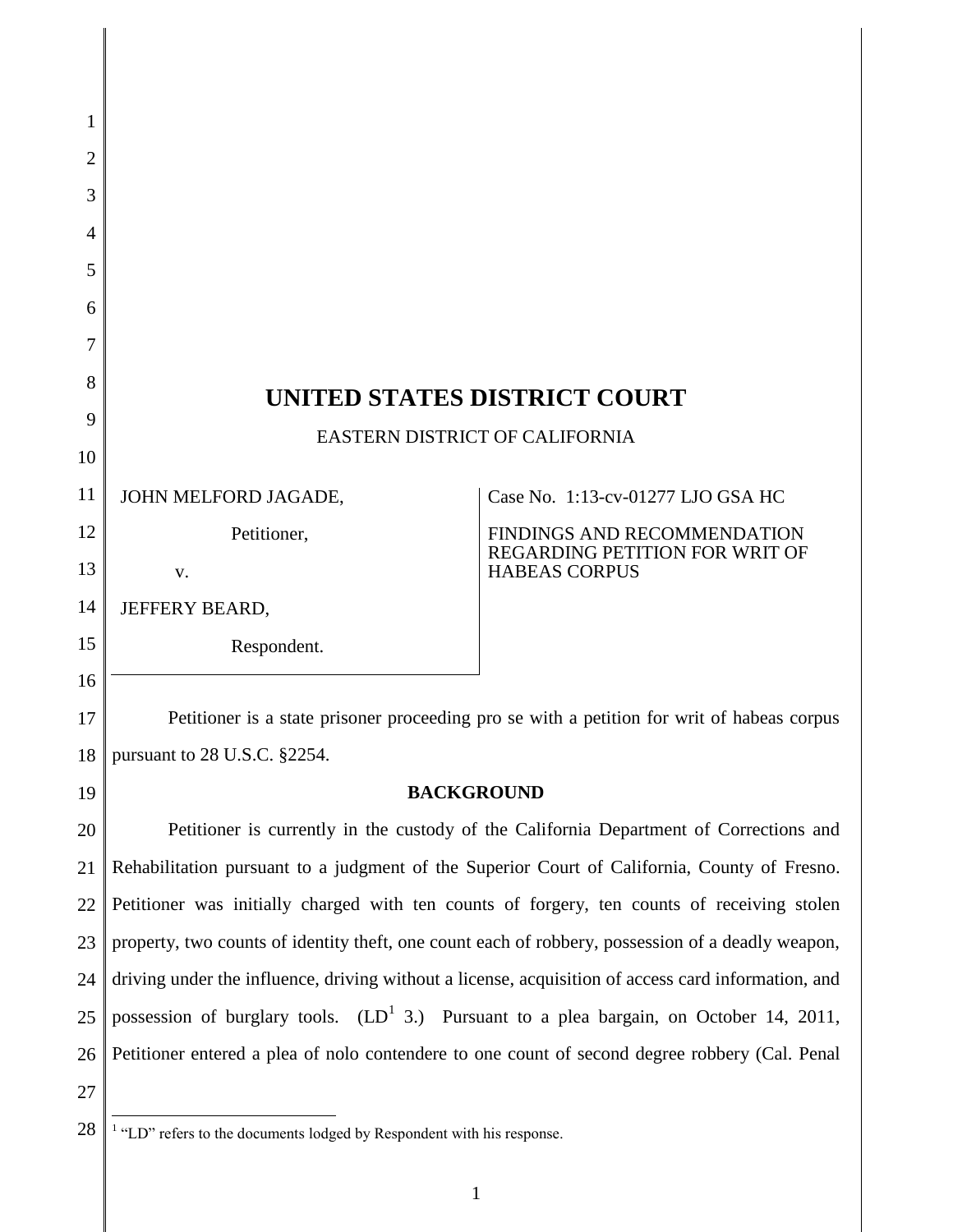# UNITED STATES DISTRICT COURT

EASTERN DISTRICT OF CALIFORNIA

| | |
|---|---|
| JOHN MELFORD JAGADE,<br><br>Petitioner,<br><br>v.<br><br>JEFFERY BEARD,<br><br>Respondent. | Case No. 1:13-cv-01277 LJO GSA HC<br><br>FINDINGS AND RECOMMENDATION REGARDING PETITION FOR WRIT OF HABEAS CORPUS |

Petitioner is a state prisoner proceeding pro se with a petition for writ of habeas corpus pursuant to 28 U.S.C. §2254.

**BACKGROUND**

Petitioner is currently in the custody of the California Department of Corrections and Rehabilitation pursuant to a judgment of the Superior Court of California, County of Fresno. Petitioner was initially charged with ten counts of forgery, ten counts of receiving stolen property, two counts of identity theft, one count each of robbery, possession of a deadly weapon, driving under the influence, driving without a license, acquisition of access card information, and possession of burglary tools. (LD[1] 3.) Pursuant to a plea bargain, on October 14, 2011, Petitioner entered a plea of nolo contendere to one count of second degree robbery (Cal. Penal

[1] "LD" refers to the documents lodged by Respondent with his response.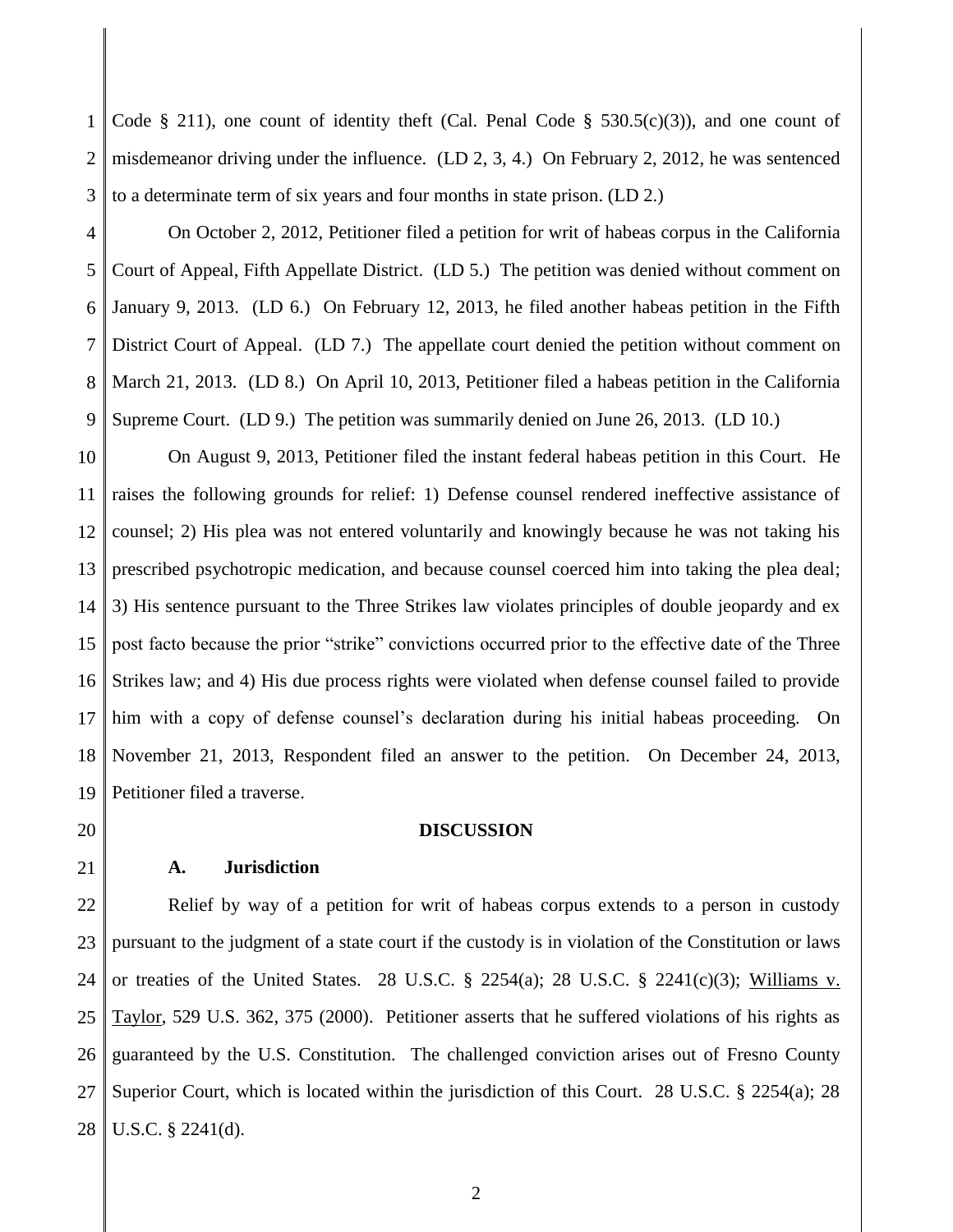Code § 211), one count of identity theft (Cal. Penal Code § 530.5(c)(3)), and one count of misdemeanor driving under the influence. (LD 2, 3, 4.) On February 2, 2012, he was sentenced to a determinate term of six years and four months in state prison. (LD 2.)

On October 2, 2012, Petitioner filed a petition for writ of habeas corpus in the California Court of Appeal, Fifth Appellate District. (LD 5.) The petition was denied without comment on January 9, 2013. (LD 6.) On February 12, 2013, he filed another habeas petition in the Fifth District Court of Appeal. (LD 7.) The appellate court denied the petition without comment on March 21, 2013. (LD 8.) On April 10, 2013, Petitioner filed a habeas petition in the California Supreme Court. (LD 9.) The petition was summarily denied on June 26, 2013. (LD 10.)

On August 9, 2013, Petitioner filed the instant federal habeas petition in this Court. He raises the following grounds for relief: 1) Defense counsel rendered ineffective assistance of counsel; 2) His plea was not entered voluntarily and knowingly because he was not taking his prescribed psychotropic medication, and because counsel coerced him into taking the plea deal; 3) His sentence pursuant to the Three Strikes law violates principles of double jeopardy and ex post facto because the prior "strike" convictions occurred prior to the effective date of the Three Strikes law; and 4) His due process rights were violated when defense counsel failed to provide him with a copy of defense counsel's declaration during his initial habeas proceeding. On November 21, 2013, Respondent filed an answer to the petition. On December 24, 2013, Petitioner filed a traverse.

## DISCUSSION

### A. Jurisdiction

Relief by way of a petition for writ of habeas corpus extends to a person in custody pursuant to the judgment of a state court if the custody is in violation of the Constitution or laws or treaties of the United States. 28 U.S.C. § 2254(a); 28 U.S.C. § 2241(c)(3); Williams v. Taylor, 529 U.S. 362, 375 (2000). Petitioner asserts that he suffered violations of his rights as guaranteed by the U.S. Constitution. The challenged conviction arises out of Fresno County Superior Court, which is located within the jurisdiction of this Court. 28 U.S.C. § 2254(a); 28 U.S.C. § 2241(d).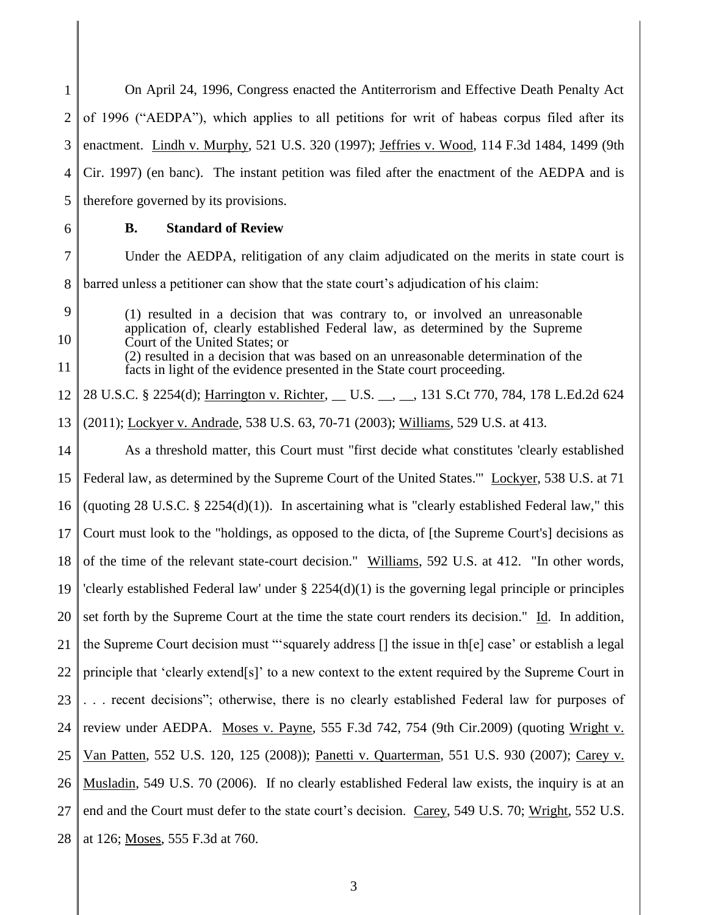On April 24, 1996, Congress enacted the Antiterrorism and Effective Death Penalty Act of 1996 ("AEDPA"), which applies to all petitions for writ of habeas corpus filed after its enactment. Lindh v. Murphy, 521 U.S. 320 (1997); Jeffries v. Wood, 114 F.3d 1484, 1499 (9th Cir. 1997) (en banc). The instant petition was filed after the enactment of the AEDPA and is therefore governed by its provisions.

### B. Standard of Review

Under the AEDPA, relitigation of any claim adjudicated on the merits in state court is barred unless a petitioner can show that the state court's adjudication of his claim:

> (1) resulted in a decision that was contrary to, or involved an unreasonable application of, clearly established Federal law, as determined by the Supreme Court of the United States; or
> (2) resulted in a decision that was based on an unreasonable determination of the facts in light of the evidence presented in the State court proceeding.

28 U.S.C. § 2254(d); Harrington v. Richter, __ U.S. __, __, 131 S.Ct 770, 784, 178 L.Ed.2d 624 (2011); Lockyer v. Andrade, 538 U.S. 63, 70-71 (2003); Williams, 529 U.S. at 413.

As a threshold matter, this Court must "first decide what constitutes 'clearly established Federal law, as determined by the Supreme Court of the United States.'" Lockyer, 538 U.S. at 71 (quoting 28 U.S.C. § 2254(d)(1)). In ascertaining what is "clearly established Federal law," this Court must look to the "holdings, as opposed to the dicta, of [the Supreme Court's] decisions as of the time of the relevant state-court decision." Williams, 592 U.S. at 412. "In other words, 'clearly established Federal law' under § 2254(d)(1) is the governing legal principle or principles set forth by the Supreme Court at the time the state court renders its decision." Id. In addition, the Supreme Court decision must "'squarely address [] the issue in th[e] case' or establish a legal principle that 'clearly extend[s]' to a new context to the extent required by the Supreme Court in . . . recent decisions"; otherwise, there is no clearly established Federal law for purposes of review under AEDPA. Moses v. Payne, 555 F.3d 742, 754 (9th Cir.2009) (quoting Wright v. Van Patten, 552 U.S. 120, 125 (2008)); Panetti v. Quarterman, 551 U.S. 930 (2007); Carey v. Musladin, 549 U.S. 70 (2006). If no clearly established Federal law exists, the inquiry is at an end and the Court must defer to the state court's decision. Carey, 549 U.S. 70; Wright, 552 U.S. at 126; Moses, 555 F.3d at 760.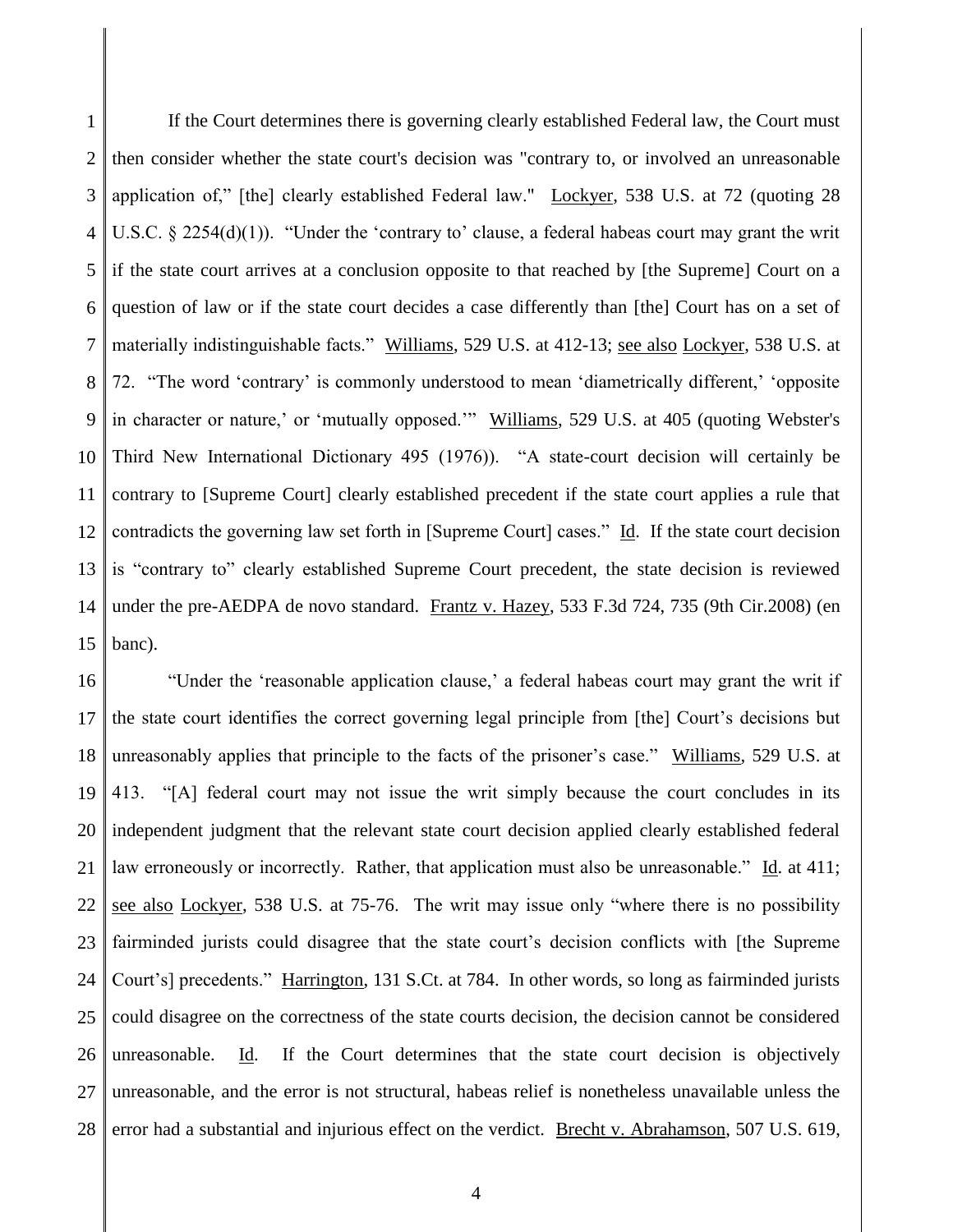If the Court determines there is governing clearly established Federal law, the Court must then consider whether the state court's decision was "contrary to, or involved an unreasonable application of," [the] clearly established Federal law." Lockyer, 538 U.S. at 72 (quoting 28 U.S.C. § 2254(d)(1)). "Under the 'contrary to' clause, a federal habeas court may grant the writ if the state court arrives at a conclusion opposite to that reached by [the Supreme] Court on a question of law or if the state court decides a case differently than [the] Court has on a set of materially indistinguishable facts." Williams, 529 U.S. at 412-13; see also Lockyer, 538 U.S. at 72. "The word 'contrary' is commonly understood to mean 'diametrically different,' 'opposite in character or nature,' or 'mutually opposed.'" Williams, 529 U.S. at 405 (quoting Webster's Third New International Dictionary 495 (1976)). "A state-court decision will certainly be contrary to [Supreme Court] clearly established precedent if the state court applies a rule that contradicts the governing law set forth in [Supreme Court] cases." Id. If the state court decision is "contrary to" clearly established Supreme Court precedent, the state decision is reviewed under the pre-AEDPA de novo standard. Frantz v. Hazey, 533 F.3d 724, 735 (9th Cir.2008) (en banc).

"Under the 'reasonable application clause,' a federal habeas court may grant the writ if the state court identifies the correct governing legal principle from [the] Court's decisions but unreasonably applies that principle to the facts of the prisoner's case." Williams, 529 U.S. at 413. "[A] federal court may not issue the writ simply because the court concludes in its independent judgment that the relevant state court decision applied clearly established federal law erroneously or incorrectly. Rather, that application must also be unreasonable." Id. at 411; see also Lockyer, 538 U.S. at 75-76. The writ may issue only "where there is no possibility fairminded jurists could disagree that the state court's decision conflicts with [the Supreme Court's] precedents." Harrington, 131 S.Ct. at 784. In other words, so long as fairminded jurists could disagree on the correctness of the state courts decision, the decision cannot be considered unreasonable. Id. If the Court determines that the state court decision is objectively unreasonable, and the error is not structural, habeas relief is nonetheless unavailable unless the error had a substantial and injurious effect on the verdict. Brecht v. Abrahamson, 507 U.S. 619,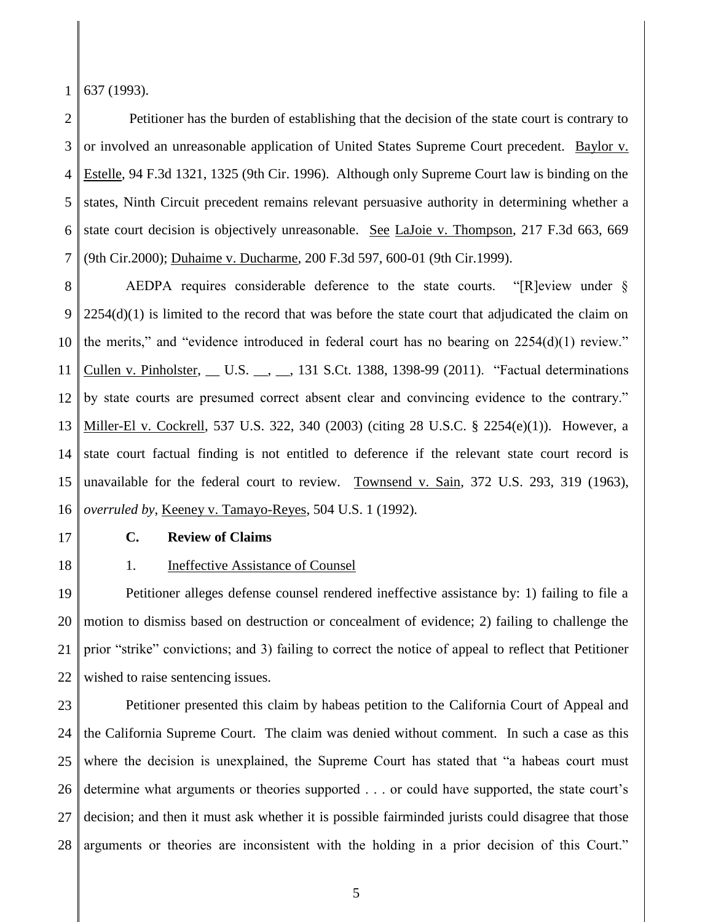637 (1993).

Petitioner has the burden of establishing that the decision of the state court is contrary to or involved an unreasonable application of United States Supreme Court precedent. Baylor v. Estelle, 94 F.3d 1321, 1325 (9th Cir. 1996). Although only Supreme Court law is binding on the states, Ninth Circuit precedent remains relevant persuasive authority in determining whether a state court decision is objectively unreasonable. See LaJoie v. Thompson, 217 F.3d 663, 669 (9th Cir.2000); Duhaime v. Ducharme, 200 F.3d 597, 600-01 (9th Cir.1999).

AEDPA requires considerable deference to the state courts. "[R]eview under § 2254(d)(1) is limited to the record that was before the state court that adjudicated the claim on the merits," and "evidence introduced in federal court has no bearing on 2254(d)(1) review." Cullen v. Pinholster, __ U.S. __, __, 131 S.Ct. 1388, 1398-99 (2011). "Factual determinations by state courts are presumed correct absent clear and convincing evidence to the contrary." Miller-El v. Cockrell, 537 U.S. 322, 340 (2003) (citing 28 U.S.C. § 2254(e)(1)). However, a state court factual finding is not entitled to deference if the relevant state court record is unavailable for the federal court to review. Townsend v. Sain, 372 U.S. 293, 319 (1963), *overruled by*, Keeney v. Tamayo-Reyes, 504 U.S. 1 (1992).

### C. Review of Claims

#### 1. Ineffective Assistance of Counsel

Petitioner alleges defense counsel rendered ineffective assistance by: 1) failing to file a motion to dismiss based on destruction or concealment of evidence; 2) failing to challenge the prior "strike" convictions; and 3) failing to correct the notice of appeal to reflect that Petitioner wished to raise sentencing issues.

Petitioner presented this claim by habeas petition to the California Court of Appeal and the California Supreme Court. The claim was denied without comment. In such a case as this where the decision is unexplained, the Supreme Court has stated that "a habeas court must determine what arguments or theories supported . . . or could have supported, the state court's decision; and then it must ask whether it is possible fairminded jurists could disagree that those arguments or theories are inconsistent with the holding in a prior decision of this Court."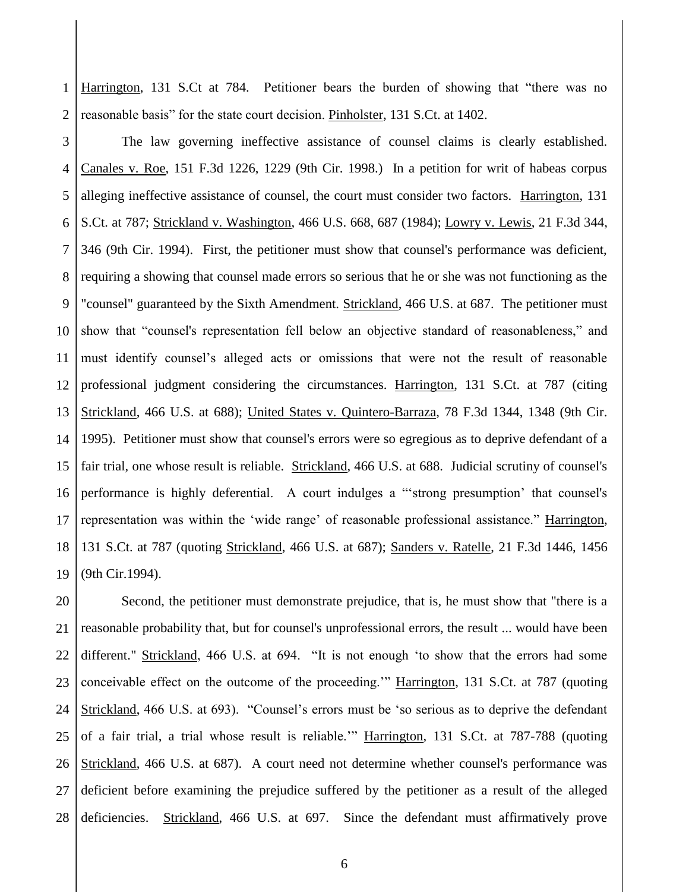Harrington, 131 S.Ct at 784. Petitioner bears the burden of showing that "there was no reasonable basis" for the state court decision. Pinholster, 131 S.Ct. at 1402.

The law governing ineffective assistance of counsel claims is clearly established. Canales v. Roe, 151 F.3d 1226, 1229 (9th Cir. 1998.) In a petition for writ of habeas corpus alleging ineffective assistance of counsel, the court must consider two factors. Harrington, 131 S.Ct. at 787; Strickland v. Washington, 466 U.S. 668, 687 (1984); Lowry v. Lewis, 21 F.3d 344, 346 (9th Cir. 1994). First, the petitioner must show that counsel's performance was deficient, requiring a showing that counsel made errors so serious that he or she was not functioning as the "counsel" guaranteed by the Sixth Amendment. Strickland, 466 U.S. at 687. The petitioner must show that "counsel's representation fell below an objective standard of reasonableness," and must identify counsel's alleged acts or omissions that were not the result of reasonable professional judgment considering the circumstances. Harrington, 131 S.Ct. at 787 (citing Strickland, 466 U.S. at 688); United States v. Quintero-Barraza, 78 F.3d 1344, 1348 (9th Cir. 1995). Petitioner must show that counsel's errors were so egregious as to deprive defendant of a fair trial, one whose result is reliable. Strickland, 466 U.S. at 688. Judicial scrutiny of counsel's performance is highly deferential. A court indulges a "'strong presumption' that counsel's representation was within the 'wide range' of reasonable professional assistance." Harrington, 131 S.Ct. at 787 (quoting Strickland, 466 U.S. at 687); Sanders v. Ratelle, 21 F.3d 1446, 1456 (9th Cir.1994).

Second, the petitioner must demonstrate prejudice, that is, he must show that "there is a reasonable probability that, but for counsel's unprofessional errors, the result ... would have been different." Strickland, 466 U.S. at 694. "It is not enough 'to show that the errors had some conceivable effect on the outcome of the proceeding.'" Harrington, 131 S.Ct. at 787 (quoting Strickland, 466 U.S. at 693). "Counsel's errors must be 'so serious as to deprive the defendant of a fair trial, a trial whose result is reliable.'" Harrington, 131 S.Ct. at 787-788 (quoting Strickland, 466 U.S. at 687). A court need not determine whether counsel's performance was deficient before examining the prejudice suffered by the petitioner as a result of the alleged deficiencies. Strickland, 466 U.S. at 697. Since the defendant must affirmatively prove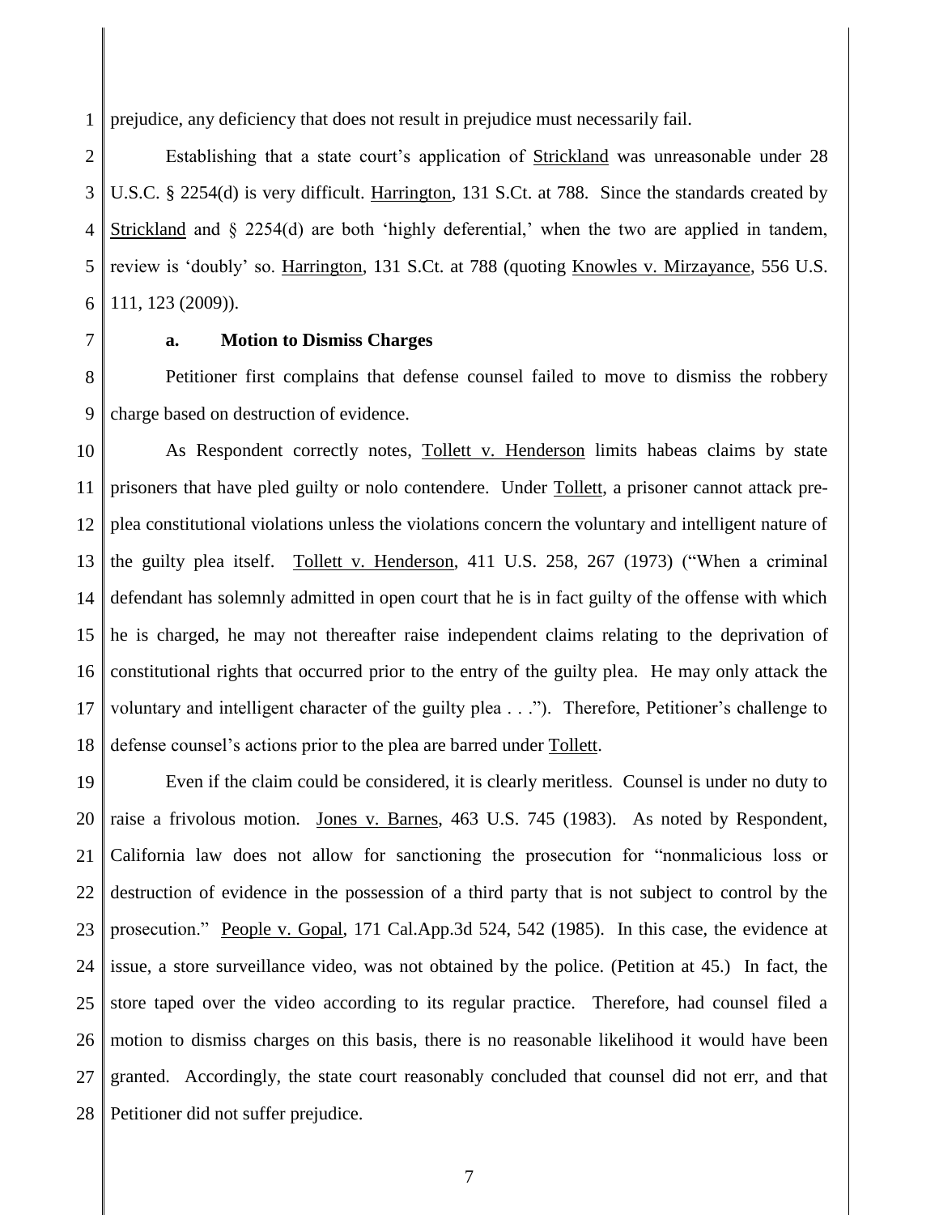prejudice, any deficiency that does not result in prejudice must necessarily fail.

Establishing that a state court's application of Strickland was unreasonable under 28 U.S.C. § 2254(d) is very difficult. Harrington, 131 S.Ct. at 788. Since the standards created by Strickland and § 2254(d) are both 'highly deferential,' when the two are applied in tandem, review is 'doubly' so. Harrington, 131 S.Ct. at 788 (quoting Knowles v. Mirzayance, 556 U.S. 111, 123 (2009)).

**a. Motion to Dismiss Charges**

Petitioner first complains that defense counsel failed to move to dismiss the robbery charge based on destruction of evidence.

As Respondent correctly notes, Tollett v. Henderson limits habeas claims by state prisoners that have pled guilty or nolo contendere. Under Tollett, a prisoner cannot attack pre-plea constitutional violations unless the violations concern the voluntary and intelligent nature of the guilty plea itself. Tollett v. Henderson, 411 U.S. 258, 267 (1973) ("When a criminal defendant has solemnly admitted in open court that he is in fact guilty of the offense with which he is charged, he may not thereafter raise independent claims relating to the deprivation of constitutional rights that occurred prior to the entry of the guilty plea. He may only attack the voluntary and intelligent character of the guilty plea . . ."). Therefore, Petitioner's challenge to defense counsel's actions prior to the plea are barred under Tollett.

Even if the claim could be considered, it is clearly meritless. Counsel is under no duty to raise a frivolous motion. Jones v. Barnes, 463 U.S. 745 (1983). As noted by Respondent, California law does not allow for sanctioning the prosecution for "nonmalicious loss or destruction of evidence in the possession of a third party that is not subject to control by the prosecution." People v. Gopal, 171 Cal.App.3d 524, 542 (1985). In this case, the evidence at issue, a store surveillance video, was not obtained by the police. (Petition at 45.) In fact, the store taped over the video according to its regular practice. Therefore, had counsel filed a motion to dismiss charges on this basis, there is no reasonable likelihood it would have been granted. Accordingly, the state court reasonably concluded that counsel did not err, and that Petitioner did not suffer prejudice.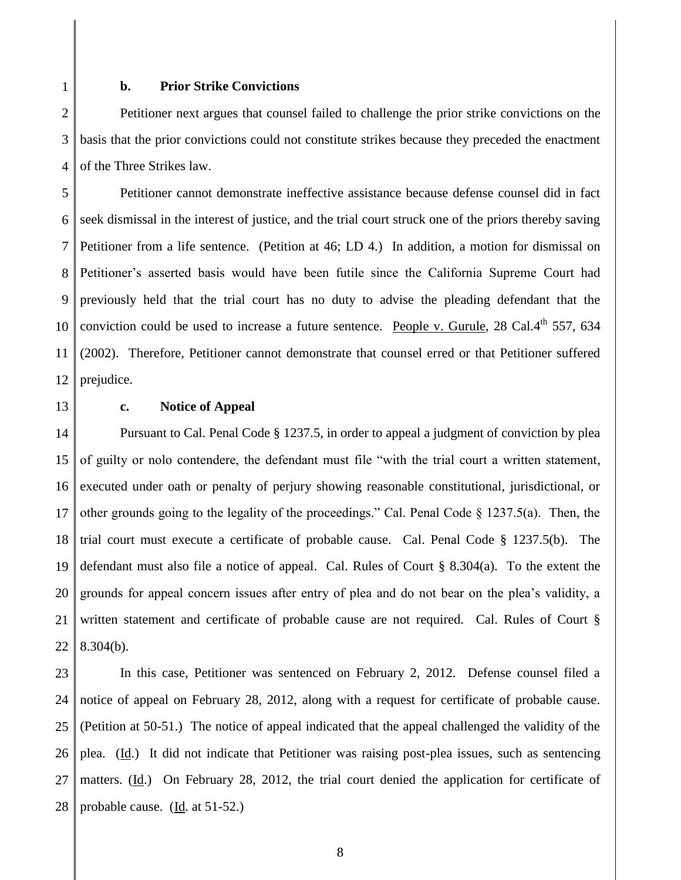**b. Prior Strike Convictions**

Petitioner next argues that counsel failed to challenge the prior strike convictions on the basis that the prior convictions could not constitute strikes because they preceded the enactment of the Three Strikes law.

Petitioner cannot demonstrate ineffective assistance because defense counsel did in fact seek dismissal in the interest of justice, and the trial court struck one of the priors thereby saving Petitioner from a life sentence. (Petition at 46; LD 4.) In addition, a motion for dismissal on Petitioner's asserted basis would have been futile since the California Supreme Court had previously held that the trial court has no duty to advise the pleading defendant that the conviction could be used to increase a future sentence. People v. Gurule, 28 Cal.4th 557, 634 (2002). Therefore, Petitioner cannot demonstrate that counsel erred or that Petitioner suffered prejudice.

**c. Notice of Appeal**

Pursuant to Cal. Penal Code § 1237.5, in order to appeal a judgment of conviction by plea of guilty or nolo contendere, the defendant must file "with the trial court a written statement, executed under oath or penalty of perjury showing reasonable constitutional, jurisdictional, or other grounds going to the legality of the proceedings." Cal. Penal Code § 1237.5(a). Then, the trial court must execute a certificate of probable cause. Cal. Penal Code § 1237.5(b). The defendant must also file a notice of appeal. Cal. Rules of Court § 8.304(a). To the extent the grounds for appeal concern issues after entry of plea and do not bear on the plea's validity, a written statement and certificate of probable cause are not required. Cal. Rules of Court § 8.304(b).

In this case, Petitioner was sentenced on February 2, 2012. Defense counsel filed a notice of appeal on February 28, 2012, along with a request for certificate of probable cause. (Petition at 50-51.) The notice of appeal indicated that the appeal challenged the validity of the plea. (Id.) It did not indicate that Petitioner was raising post-plea issues, such as sentencing matters. (Id.) On February 28, 2012, the trial court denied the application for certificate of probable cause. (Id. at 51-52.)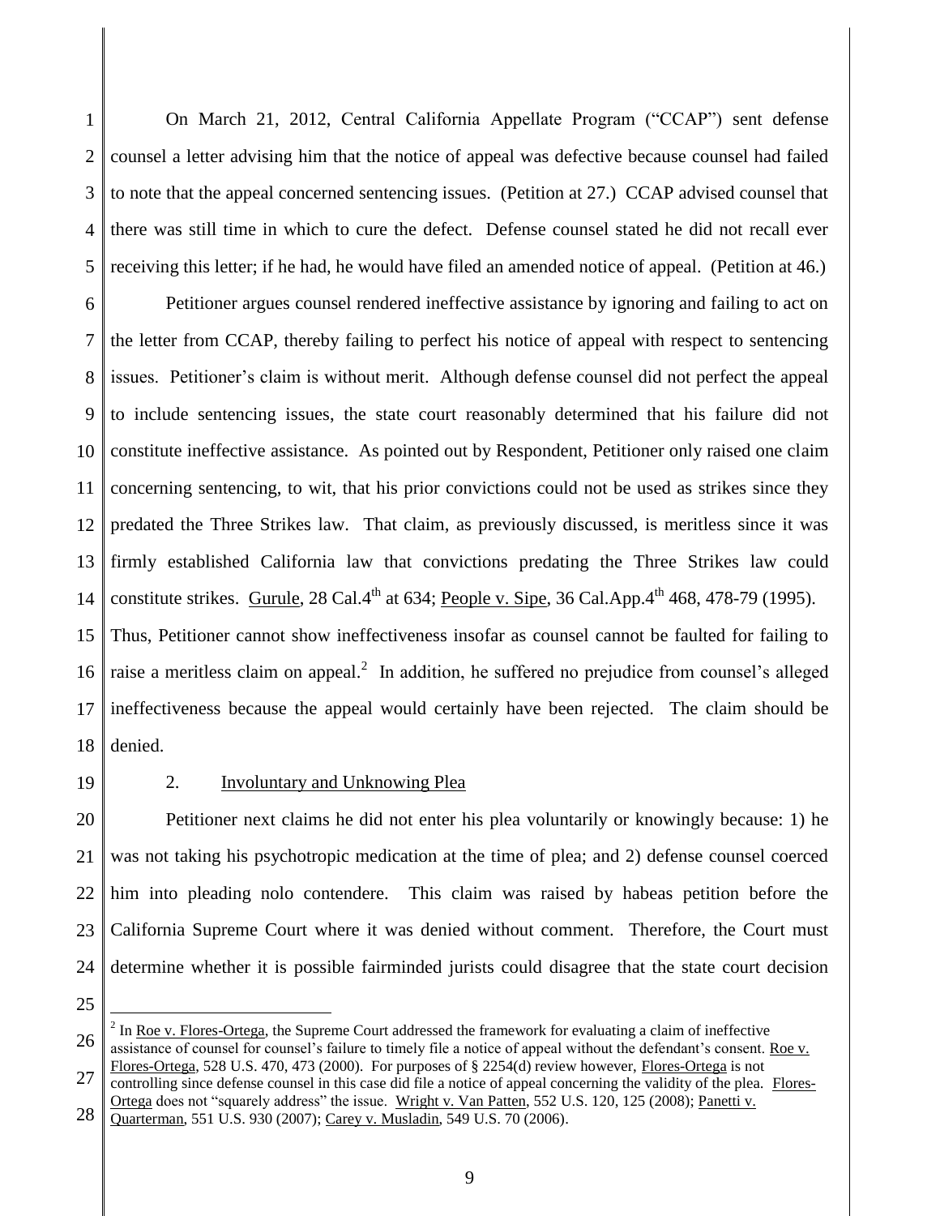On March 21, 2012, Central California Appellate Program ("CCAP") sent defense counsel a letter advising him that the notice of appeal was defective because counsel had failed to note that the appeal concerned sentencing issues. (Petition at 27.) CCAP advised counsel that there was still time in which to cure the defect. Defense counsel stated he did not recall ever receiving this letter; if he had, he would have filed an amended notice of appeal. (Petition at 46.)

Petitioner argues counsel rendered ineffective assistance by ignoring and failing to act on the letter from CCAP, thereby failing to perfect his notice of appeal with respect to sentencing issues. Petitioner's claim is without merit. Although defense counsel did not perfect the appeal to include sentencing issues, the state court reasonably determined that his failure did not constitute ineffective assistance. As pointed out by Respondent, Petitioner only raised one claim concerning sentencing, to wit, that his prior convictions could not be used as strikes since they predated the Three Strikes law. That claim, as previously discussed, is meritless since it was firmly established California law that convictions predating the Three Strikes law could constitute strikes. Gurule, 28 Cal.4th at 634; People v. Sipe, 36 Cal.App.4th 468, 478-79 (1995). Thus, Petitioner cannot show ineffectiveness insofar as counsel cannot be faulted for failing to raise a meritless claim on appeal.[2] In addition, he suffered no prejudice from counsel's alleged ineffectiveness because the appeal would certainly have been rejected. The claim should be denied.

2. Involuntary and Unknowing Plea

Petitioner next claims he did not enter his plea voluntarily or knowingly because: 1) he was not taking his psychotropic medication at the time of plea; and 2) defense counsel coerced him into pleading nolo contendere. This claim was raised by habeas petition before the California Supreme Court where it was denied without comment. Therefore, the Court must determine whether it is possible fairminded jurists could disagree that the state court decision

---

[2] In Roe v. Flores-Ortega, the Supreme Court addressed the framework for evaluating a claim of ineffective assistance of counsel for counsel's failure to timely file a notice of appeal without the defendant's consent. Roe v. Flores-Ortega, 528 U.S. 470, 473 (2000). For purposes of § 2254(d) review however, Flores-Ortega is not controlling since defense counsel in this case did file a notice of appeal concerning the validity of the plea. Flores-Ortega does not "squarely address" the issue. Wright v. Van Patten, 552 U.S. 120, 125 (2008); Panetti v. Quarterman, 551 U.S. 930 (2007); Carey v. Musladin, 549 U.S. 70 (2006).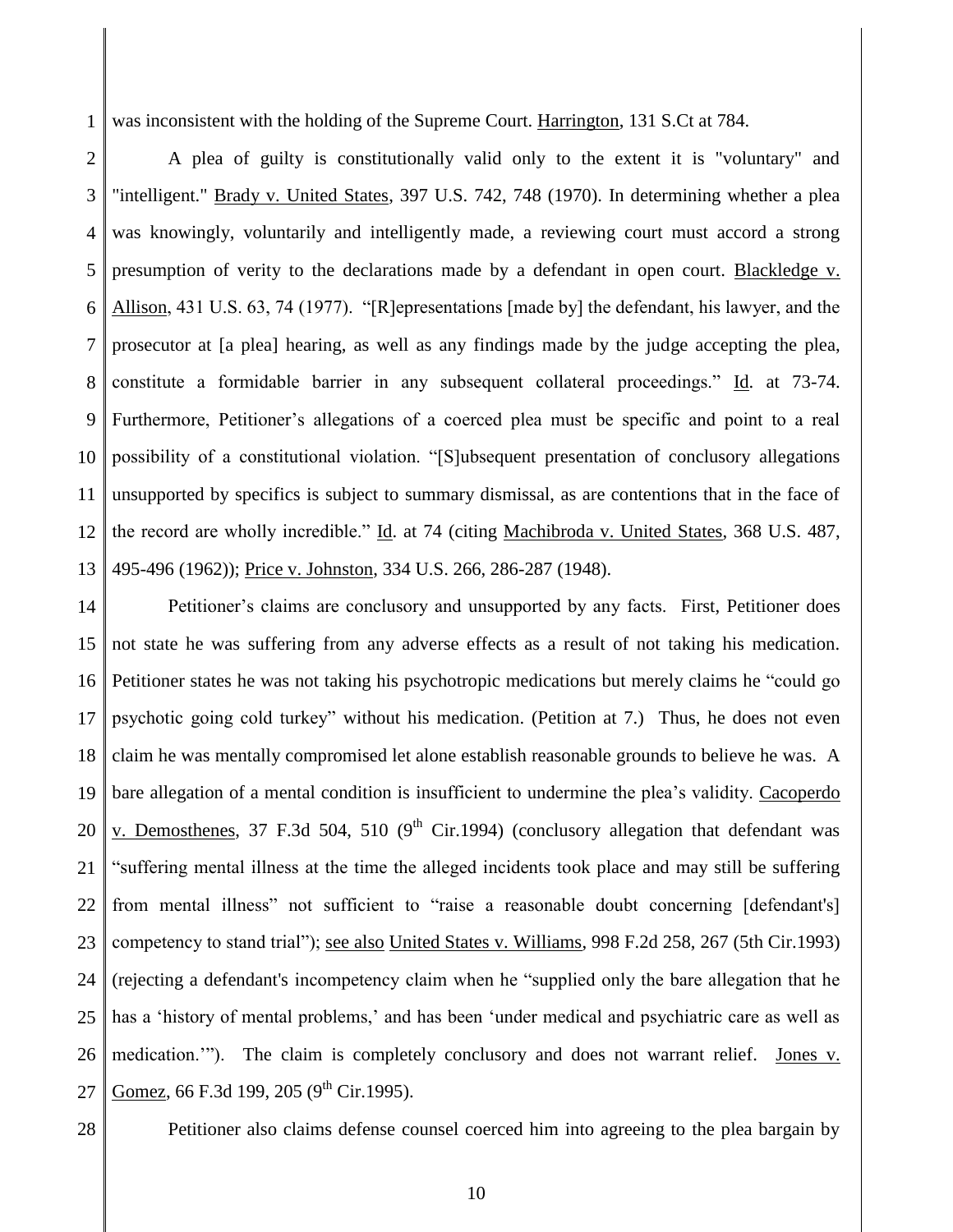was inconsistent with the holding of the Supreme Court. Harrington, 131 S.Ct at 784.

A plea of guilty is constitutionally valid only to the extent it is "voluntary" and "intelligent." Brady v. United States, 397 U.S. 742, 748 (1970). In determining whether a plea was knowingly, voluntarily and intelligently made, a reviewing court must accord a strong presumption of verity to the declarations made by a defendant in open court. Blackledge v. Allison, 431 U.S. 63, 74 (1977). "[R]epresentations [made by] the defendant, his lawyer, and the prosecutor at [a plea] hearing, as well as any findings made by the judge accepting the plea, constitute a formidable barrier in any subsequent collateral proceedings." Id. at 73-74. Furthermore, Petitioner's allegations of a coerced plea must be specific and point to a real possibility of a constitutional violation. "[S]ubsequent presentation of conclusory allegations unsupported by specifics is subject to summary dismissal, as are contentions that in the face of the record are wholly incredible." Id. at 74 (citing Machibroda v. United States, 368 U.S. 487, 495-496 (1962)); Price v. Johnston, 334 U.S. 266, 286-287 (1948).

Petitioner's claims are conclusory and unsupported by any facts. First, Petitioner does not state he was suffering from any adverse effects as a result of not taking his medication. Petitioner states he was not taking his psychotropic medications but merely claims he "could go psychotic going cold turkey" without his medication. (Petition at 7.) Thus, he does not even claim he was mentally compromised let alone establish reasonable grounds to believe he was. A bare allegation of a mental condition is insufficient to undermine the plea's validity. Cacoperdo v. Demosthenes, 37 F.3d 504, 510 (9th Cir.1994) (conclusory allegation that defendant was "suffering mental illness at the time the alleged incidents took place and may still be suffering from mental illness" not sufficient to "raise a reasonable doubt concerning [defendant's] competency to stand trial"); see also United States v. Williams, 998 F.2d 258, 267 (5th Cir.1993) (rejecting a defendant's incompetency claim when he "supplied only the bare allegation that he has a 'history of mental problems,' and has been 'under medical and psychiatric care as well as medication.'"). The claim is completely conclusory and does not warrant relief. Jones v. Gomez, 66 F.3d 199, 205 (9th Cir.1995).

Petitioner also claims defense counsel coerced him into agreeing to the plea bargain by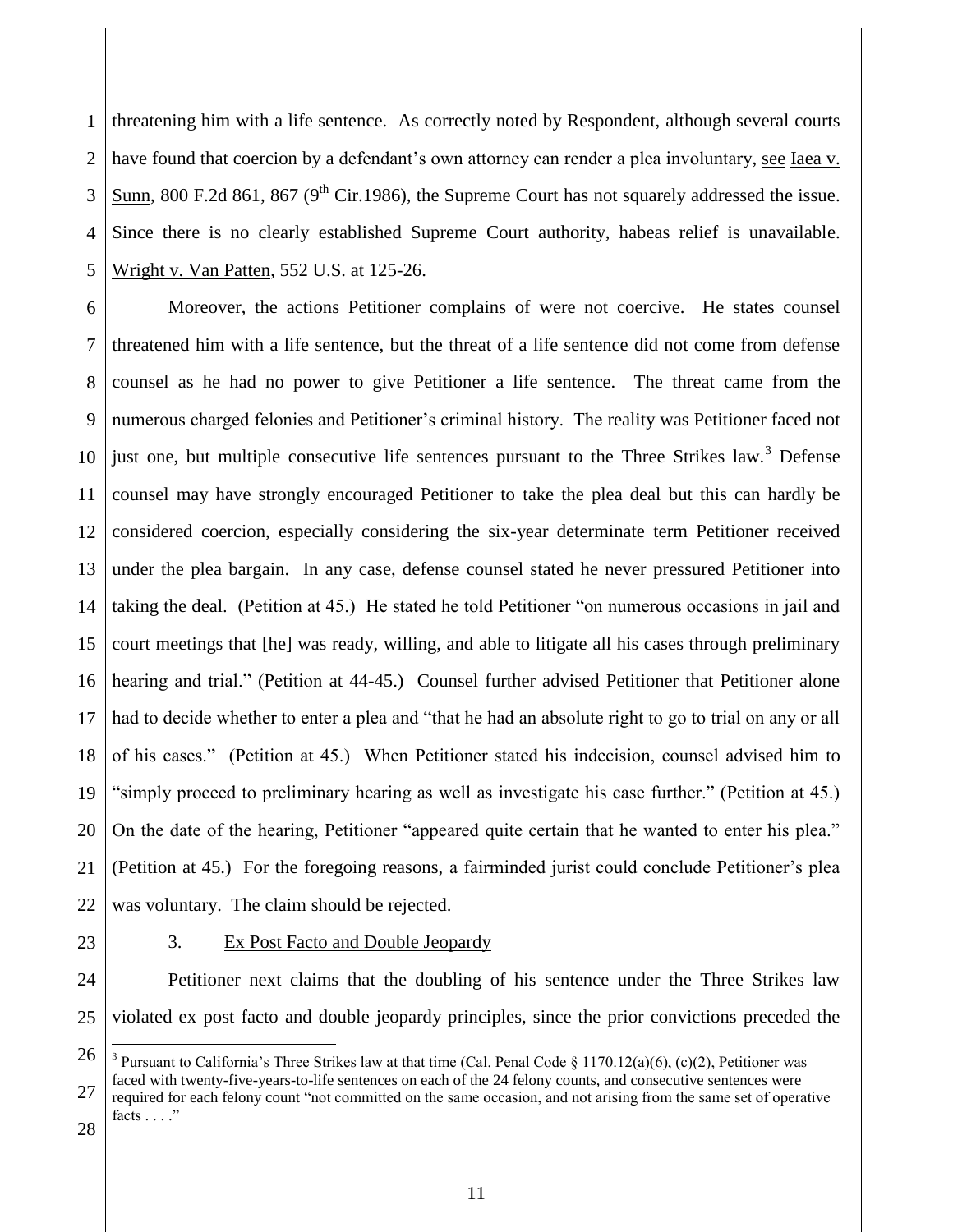threatening him with a life sentence. As correctly noted by Respondent, although several courts have found that coercion by a defendant's own attorney can render a plea involuntary, see Iaea v. Sunn, 800 F.2d 861, 867 (9th Cir.1986), the Supreme Court has not squarely addressed the issue. Since there is no clearly established Supreme Court authority, habeas relief is unavailable. Wright v. Van Patten, 552 U.S. at 125-26.

Moreover, the actions Petitioner complains of were not coercive. He states counsel threatened him with a life sentence, but the threat of a life sentence did not come from defense counsel as he had no power to give Petitioner a life sentence. The threat came from the numerous charged felonies and Petitioner's criminal history. The reality was Petitioner faced not just one, but multiple consecutive life sentences pursuant to the Three Strikes law.[3] Defense counsel may have strongly encouraged Petitioner to take the plea deal but this can hardly be considered coercion, especially considering the six-year determinate term Petitioner received under the plea bargain. In any case, defense counsel stated he never pressured Petitioner into taking the deal. (Petition at 45.) He stated he told Petitioner "on numerous occasions in jail and court meetings that [he] was ready, willing, and able to litigate all his cases through preliminary hearing and trial." (Petition at 44-45.) Counsel further advised Petitioner that Petitioner alone had to decide whether to enter a plea and "that he had an absolute right to go to trial on any or all of his cases." (Petition at 45.) When Petitioner stated his indecision, counsel advised him to "simply proceed to preliminary hearing as well as investigate his case further." (Petition at 45.) On the date of the hearing, Petitioner "appeared quite certain that he wanted to enter his plea." (Petition at 45.) For the foregoing reasons, a fairminded jurist could conclude Petitioner's plea was voluntary. The claim should be rejected.

3. Ex Post Facto and Double Jeopardy

Petitioner next claims that the doubling of his sentence under the Three Strikes law violated ex post facto and double jeopardy principles, since the prior convictions preceded the

---

[3] Pursuant to California's Three Strikes law at that time (Cal. Penal Code § 1170.12(a)(6), (c)(2), Petitioner was faced with twenty-five-years-to-life sentences on each of the 24 felony counts, and consecutive sentences were required for each felony count "not committed on the same occasion, and not arising from the same set of operative facts . . . ."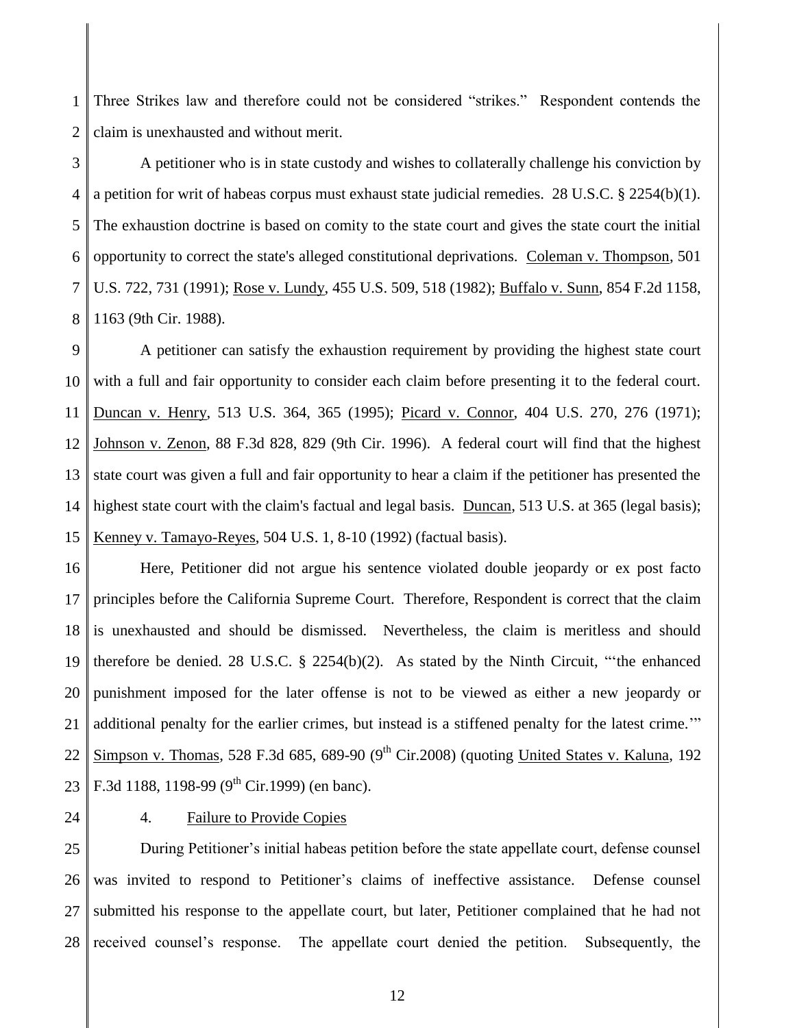Three Strikes law and therefore could not be considered "strikes." Respondent contends the claim is unexhausted and without merit.

A petitioner who is in state custody and wishes to collaterally challenge his conviction by a petition for writ of habeas corpus must exhaust state judicial remedies. 28 U.S.C. § 2254(b)(1). The exhaustion doctrine is based on comity to the state court and gives the state court the initial opportunity to correct the state's alleged constitutional deprivations. Coleman v. Thompson, 501 U.S. 722, 731 (1991); Rose v. Lundy, 455 U.S. 509, 518 (1982); Buffalo v. Sunn, 854 F.2d 1158, 1163 (9th Cir. 1988).

A petitioner can satisfy the exhaustion requirement by providing the highest state court with a full and fair opportunity to consider each claim before presenting it to the federal court. Duncan v. Henry, 513 U.S. 364, 365 (1995); Picard v. Connor, 404 U.S. 270, 276 (1971); Johnson v. Zenon, 88 F.3d 828, 829 (9th Cir. 1996). A federal court will find that the highest state court was given a full and fair opportunity to hear a claim if the petitioner has presented the highest state court with the claim's factual and legal basis. Duncan, 513 U.S. at 365 (legal basis); Kenney v. Tamayo-Reyes, 504 U.S. 1, 8-10 (1992) (factual basis).

Here, Petitioner did not argue his sentence violated double jeopardy or ex post facto principles before the California Supreme Court. Therefore, Respondent is correct that the claim is unexhausted and should be dismissed. Nevertheless, the claim is meritless and should therefore be denied. 28 U.S.C. § 2254(b)(2). As stated by the Ninth Circuit, "'the enhanced punishment imposed for the later offense is not to be viewed as either a new jeopardy or additional penalty for the earlier crimes, but instead is a stiffened penalty for the latest crime.'" Simpson v. Thomas, 528 F.3d 685, 689-90 (9th Cir.2008) (quoting United States v. Kaluna, 192 F.3d 1188, 1198-99 (9th Cir.1999) (en banc).

4. Failure to Provide Copies

During Petitioner's initial habeas petition before the state appellate court, defense counsel was invited to respond to Petitioner's claims of ineffective assistance. Defense counsel submitted his response to the appellate court, but later, Petitioner complained that he had not received counsel's response. The appellate court denied the petition. Subsequently, the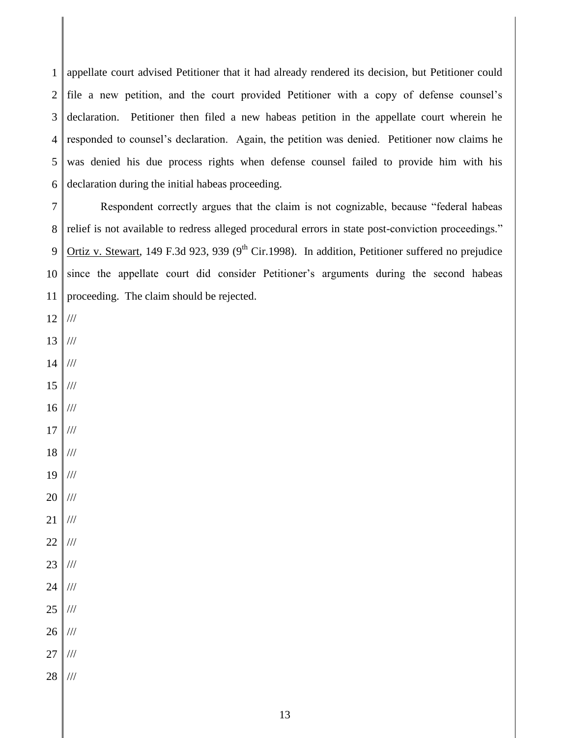appellate court advised Petitioner that it had already rendered its decision, but Petitioner could file a new petition, and the court provided Petitioner with a copy of defense counsel's declaration. Petitioner then filed a new habeas petition in the appellate court wherein he responded to counsel's declaration. Again, the petition was denied. Petitioner now claims he was denied his due process rights when defense counsel failed to provide him with his declaration during the initial habeas proceeding.

Respondent correctly argues that the claim is not cognizable, because "federal habeas relief is not available to redress alleged procedural errors in state post-conviction proceedings." Ortiz v. Stewart, 149 F.3d 923, 939 (9th Cir.1998). In addition, Petitioner suffered no prejudice since the appellate court did consider Petitioner's arguments during the second habeas proceeding. The claim should be rejected.

///

///

///

///

///

///

///

///

///

///

///

///

///

///

///

///

///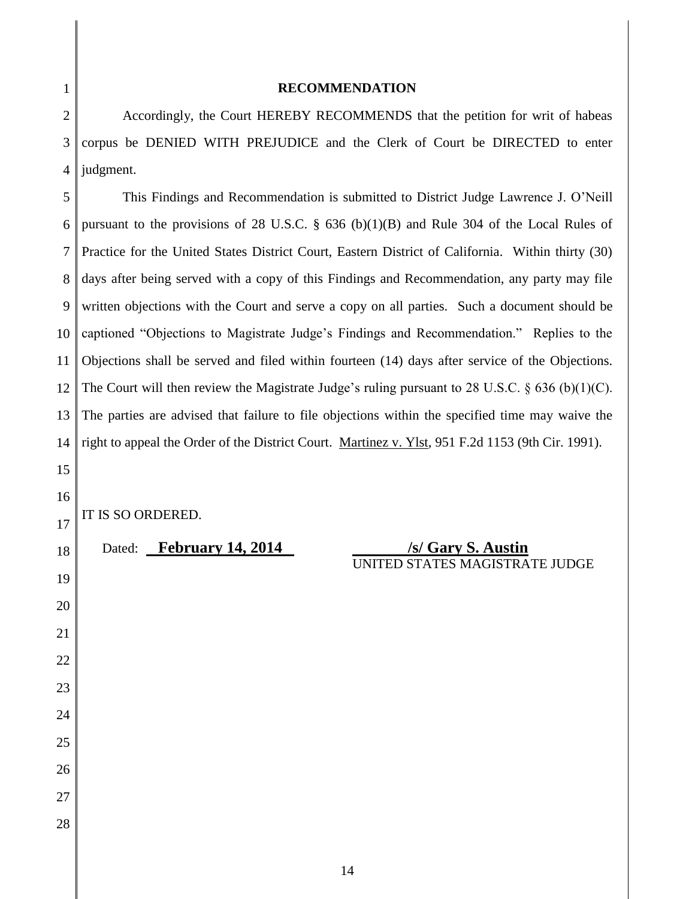**RECOMMENDATION**

Accordingly, the Court HEREBY RECOMMENDS that the petition for writ of habeas corpus be DENIED WITH PREJUDICE and the Clerk of Court be DIRECTED to enter judgment.

This Findings and Recommendation is submitted to District Judge Lawrence J. O'Neill pursuant to the provisions of 28 U.S.C. § 636 (b)(1)(B) and Rule 304 of the Local Rules of Practice for the United States District Court, Eastern District of California. Within thirty (30) days after being served with a copy of this Findings and Recommendation, any party may file written objections with the Court and serve a copy on all parties. Such a document should be captioned "Objections to Magistrate Judge's Findings and Recommendation." Replies to the Objections shall be served and filed within fourteen (14) days after service of the Objections. The Court will then review the Magistrate Judge's ruling pursuant to 28 U.S.C. § 636 (b)(1)(C). The parties are advised that failure to file objections within the specified time may waive the right to appeal the Order of the District Court. Martinez v. Ylst, 951 F.2d 1153 (9th Cir. 1991).

IT IS SO ORDERED.

Dated: **February 14, 2014**

**/s/ Gary S. Austin**
UNITED STATES MAGISTRATE JUDGE